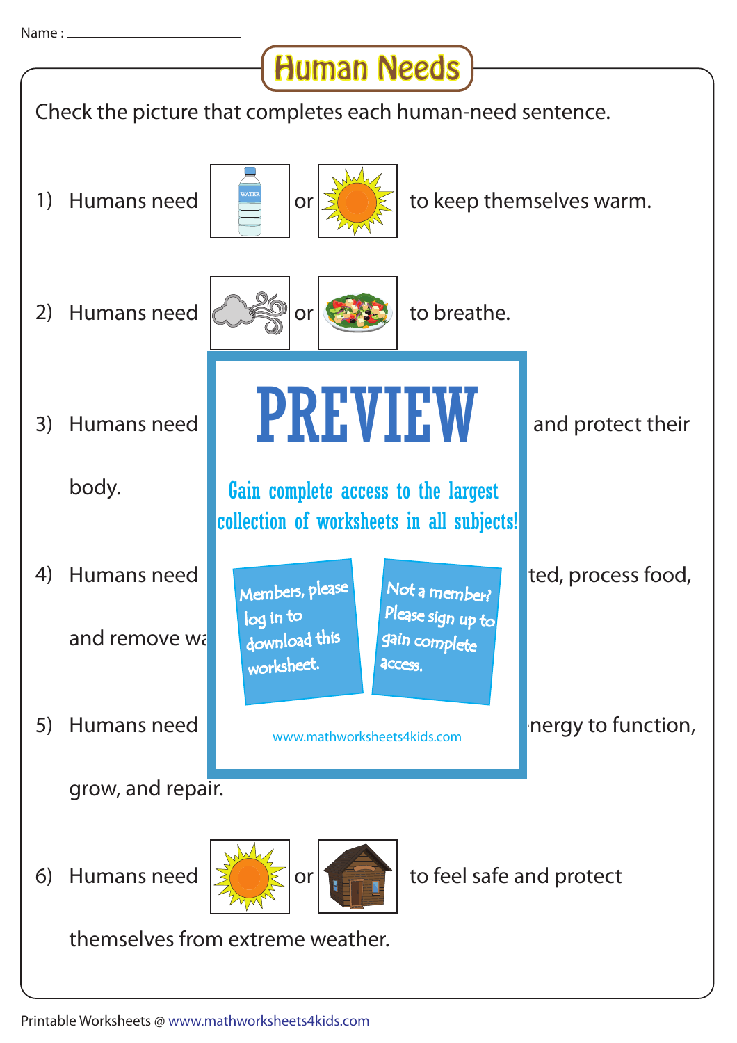Name : ____________________

# Human Needs

Check the picture that completes each human-need sentence.

1) Humans need ☐ or ☐ to keep themselves warm.

2) Humans need ☐ or ☐ to breathe.

3) Humans need and protect their body.

4) Humans need ted, process food, and remove wa

5) Humans need nergy to function, grow, and repair.

6) Humans need ☐ or ☐ to feel safe and protect themselves from extreme weather.

PREVIEW

Gain complete access to the largest collection of worksheets in all subjects!

Members, please log in to download this worksheet.

Not a member? Please sign up to gain complete access.

www.mathworksheets4kids.com

Printable Worksheets @ www.mathworksheets4kids.com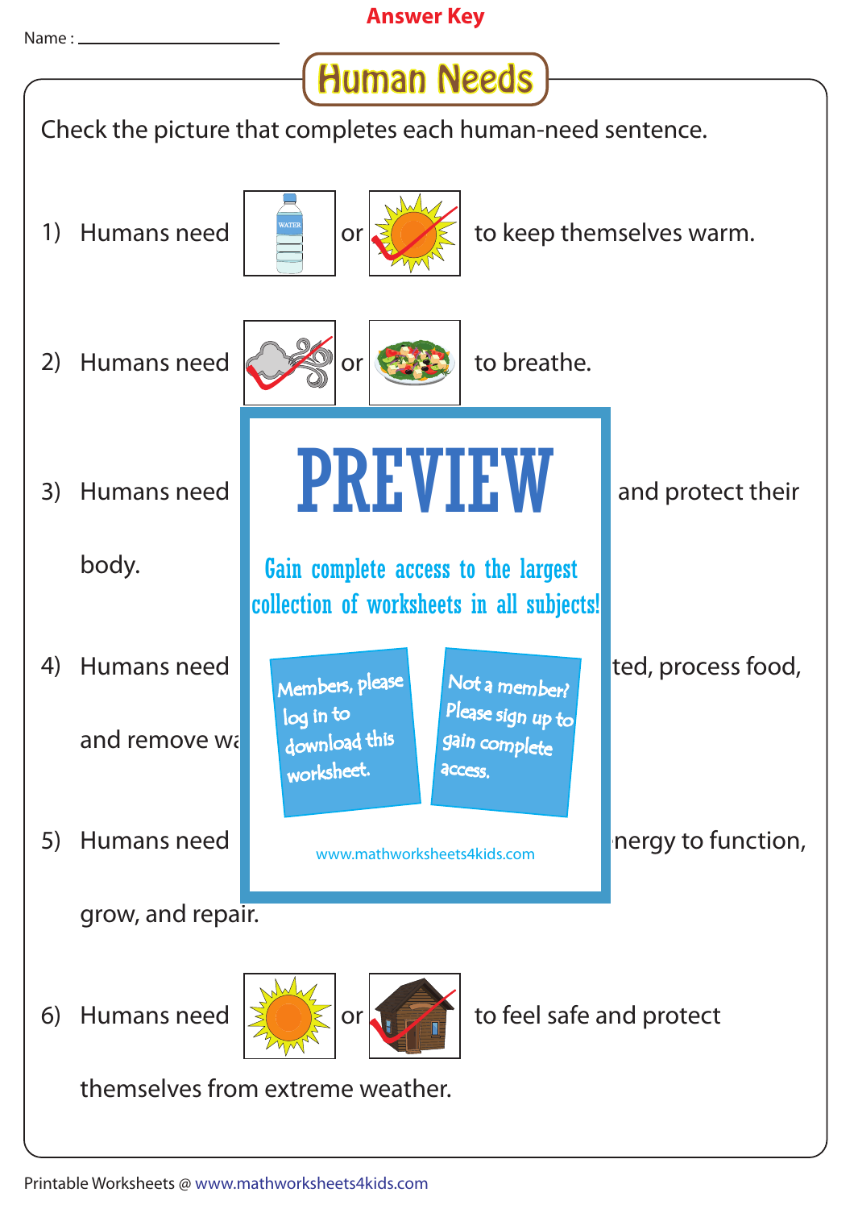**Answer Key**

Name : ________________

# Human Needs

Check the picture that completes each human-need sentence.

1) Humans need or to keep themselves warm.

2) Humans need or to breathe.

3) Humans need and protect their body.

4) Humans need ted, process food, and remove wa

5) Humans need nergy to function, grow, and repair.

6) Humans need or to feel safe and protect themselves from extreme weather.

PREVIEW

Gain complete access to the largest collection of worksheets in all subjects!

Members, please log in to download this worksheet.

Not a member? Please sign up to gain complete access.

www.mathworksheets4kids.com